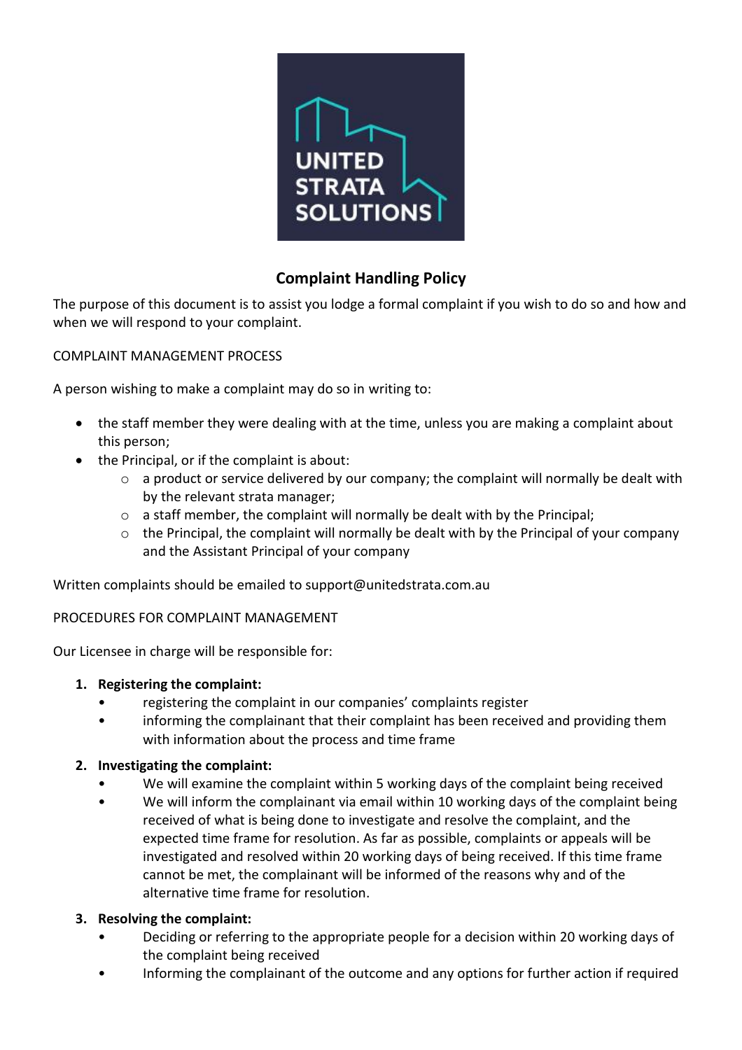# Complaint Handling Policy

The purpose of this document is to assist you lodge a formal complaint if you wish to do so and how and when we will respond to your complaint.

COMPLAINT MANAGEMENT PROCESS

A person wishing to make a complaint may do so in writing to:

- the staff member they were dealing with at the time, unless you are making a complaint about this person;
- the Principal, or if the complaint is about:
  - a product or service delivered by our company; the complaint will normally be dealt with by the relevant strata manager;
  - a staff member, the complaint will normally be dealt with by the Principal;
  - the Principal, the complaint will normally be dealt with by the Principal of your company and the Assistant Principal of your company

Written complaints should be emailed to support@unitedstrata.com.au

PROCEDURES FOR COMPLAINT MANAGEMENT

Our Licensee in charge will be responsible for:

1. **Registering the complaint:**
   - registering the complaint in our companies' complaints register
   - informing the complainant that their complaint has been received and providing them with information about the process and time frame
2. **Investigating the complaint:**
   - We will examine the complaint within 5 working days of the complaint being received
   - We will inform the complainant via email within 10 working days of the complaint being received of what is being done to investigate and resolve the complaint, and the expected time frame for resolution. As far as possible, complaints or appeals will be investigated and resolved within 20 working days of being received. If this time frame cannot be met, the complainant will be informed of the reasons why and of the alternative time frame for resolution.
3. **Resolving the complaint:**
   - Deciding or referring to the appropriate people for a decision within 20 working days of the complaint being received
   - Informing the complainant of the outcome and any options for further action if required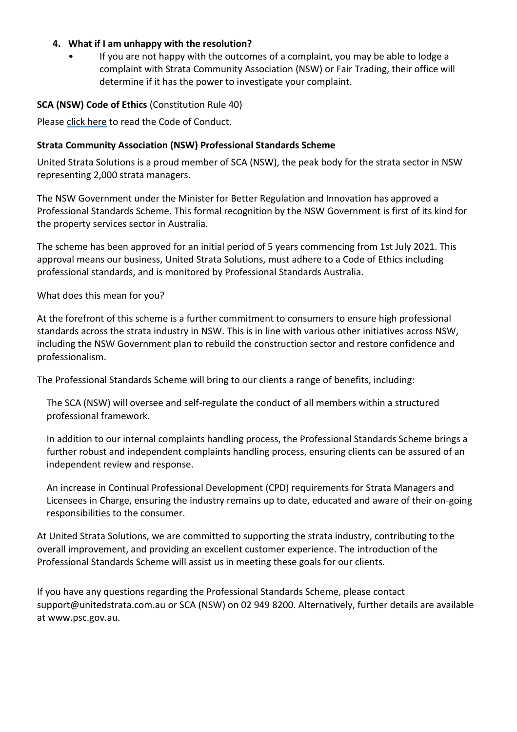4. **What if I am unhappy with the resolution?**
    - If you are not happy with the outcomes of a complaint, you may be able to lodge a complaint with Strata Community Association (NSW) or Fair Trading, their office will determine if it has the power to investigate your complaint.

**SCA (NSW) Code of Ethics** (Constitution Rule 40)

Please click here to read the Code of Conduct.

**Strata Community Association (NSW) Professional Standards Scheme**

United Strata Solutions is a proud member of SCA (NSW), the peak body for the strata sector in NSW representing 2,000 strata managers.

The NSW Government under the Minister for Better Regulation and Innovation has approved a Professional Standards Scheme. This formal recognition by the NSW Government is first of its kind for the property services sector in Australia.

The scheme has been approved for an initial period of 5 years commencing from 1st July 2021. This approval means our business, United Strata Solutions, must adhere to a Code of Ethics including professional standards, and is monitored by Professional Standards Australia.

What does this mean for you?

At the forefront of this scheme is a further commitment to consumers to ensure high professional standards across the strata industry in NSW. This is in line with various other initiatives across NSW, including the NSW Government plan to rebuild the construction sector and restore confidence and professionalism.

The Professional Standards Scheme will bring to our clients a range of benefits, including:

The SCA (NSW) will oversee and self-regulate the conduct of all members within a structured professional framework.

In addition to our internal complaints handling process, the Professional Standards Scheme brings a further robust and independent complaints handling process, ensuring clients can be assured of an independent review and response.

An increase in Continual Professional Development (CPD) requirements for Strata Managers and Licensees in Charge, ensuring the industry remains up to date, educated and aware of their on-going responsibilities to the consumer.

At United Strata Solutions, we are committed to supporting the strata industry, contributing to the overall improvement, and providing an excellent customer experience. The introduction of the Professional Standards Scheme will assist us in meeting these goals for our clients.

If you have any questions regarding the Professional Standards Scheme, please contact support@unitedstrata.com.au or SCA (NSW) on 02 949 8200. Alternatively, further details are available at www.psc.gov.au.